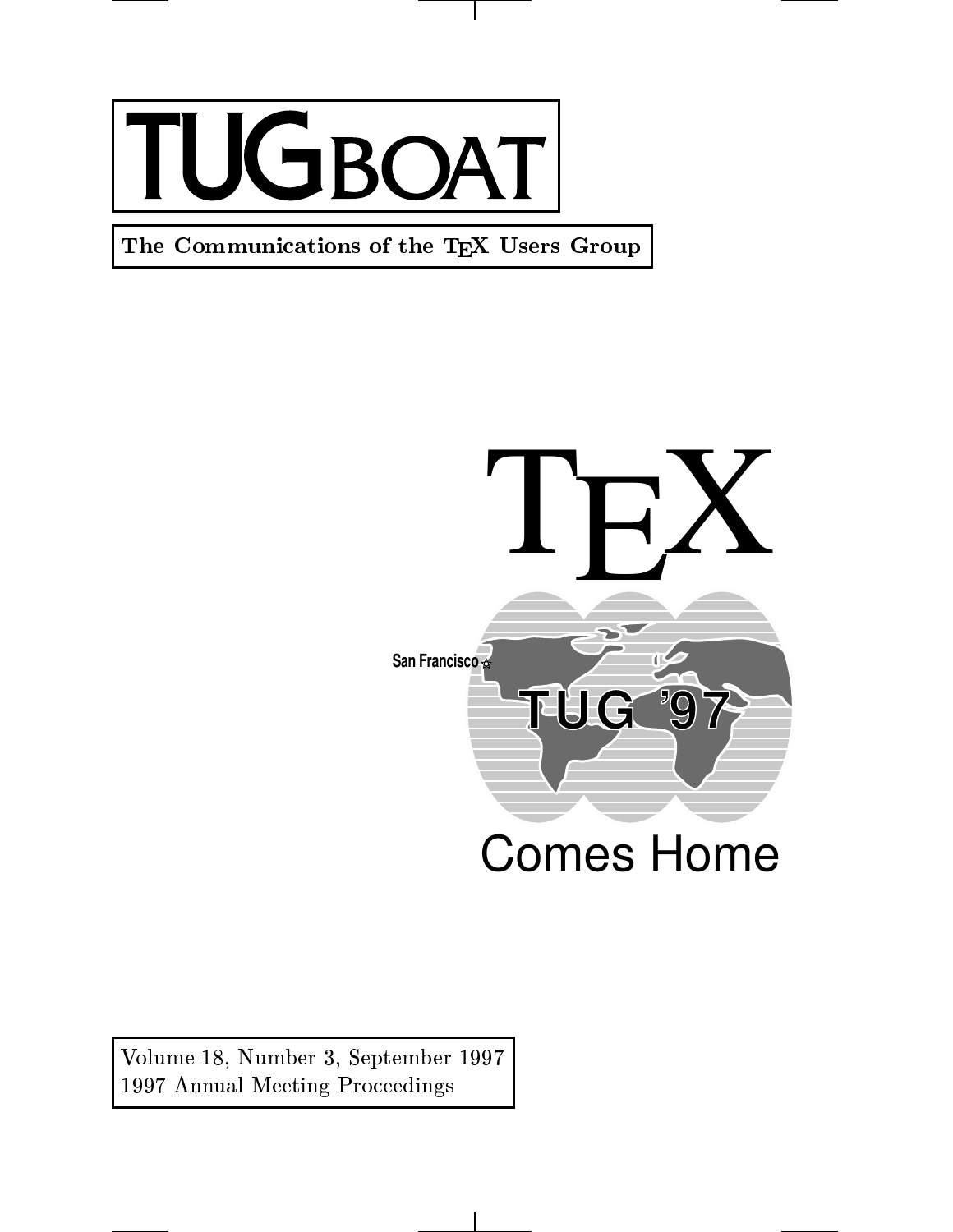# TUGBOAT

The Communications of the TEX Users Group

TEX

San Francisco

TUG '97

Comes Home

Volume 18, Number 3, September 1997
1997 Annual Meeting Proceedings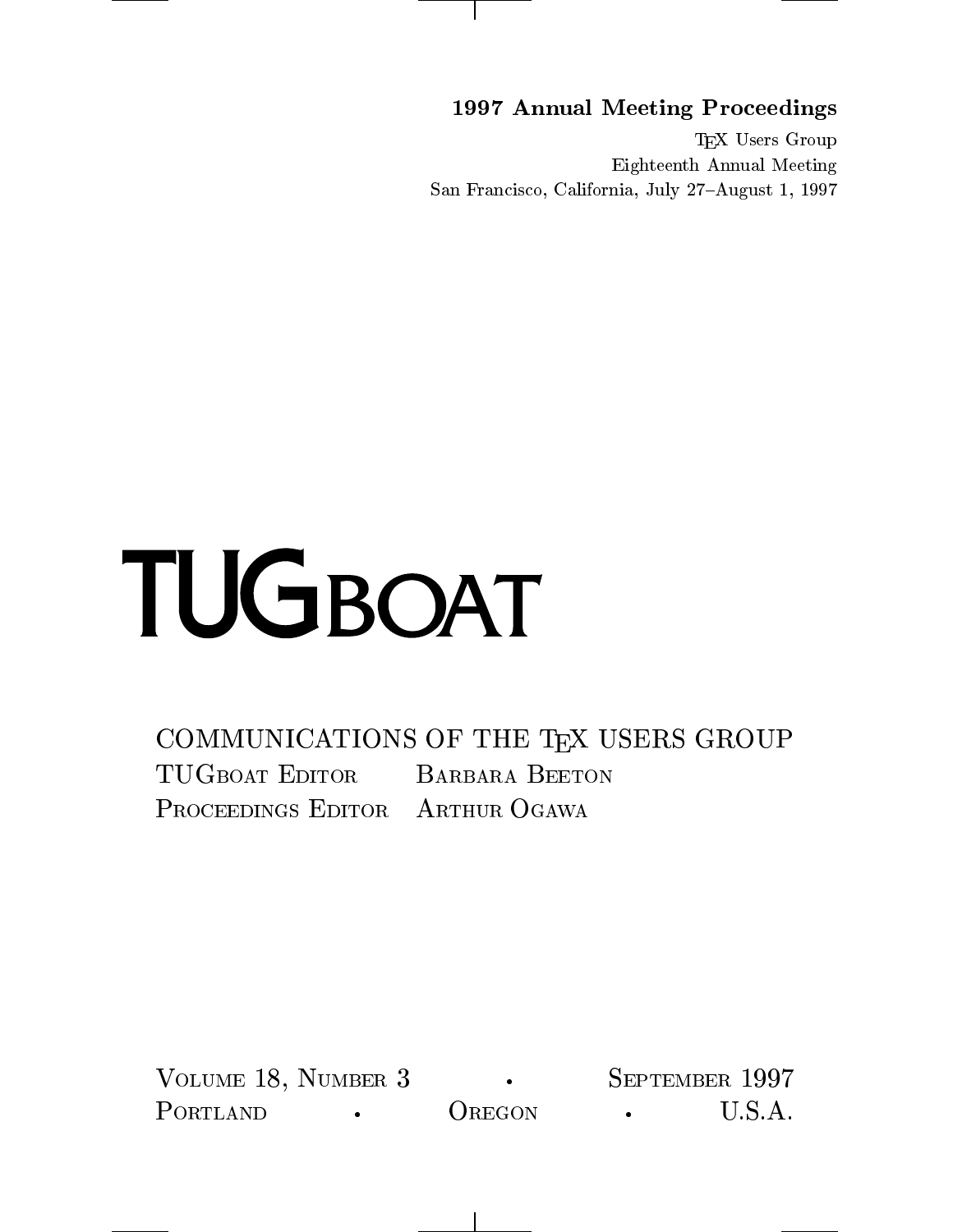**1997 Annual Meeting Proceedings**

TeX Users Group
Eighteenth Annual Meeting
San Francisco, California, July 27–August 1, 1997

# TUGboat

COMMUNICATIONS OF THE TeX USERS GROUP

TUGboat Editor  Barbara Beeton

Proceedings Editor  Arthur Ogawa

Volume 18, Number 3 • September 1997

Portland • Oregon • U.S.A.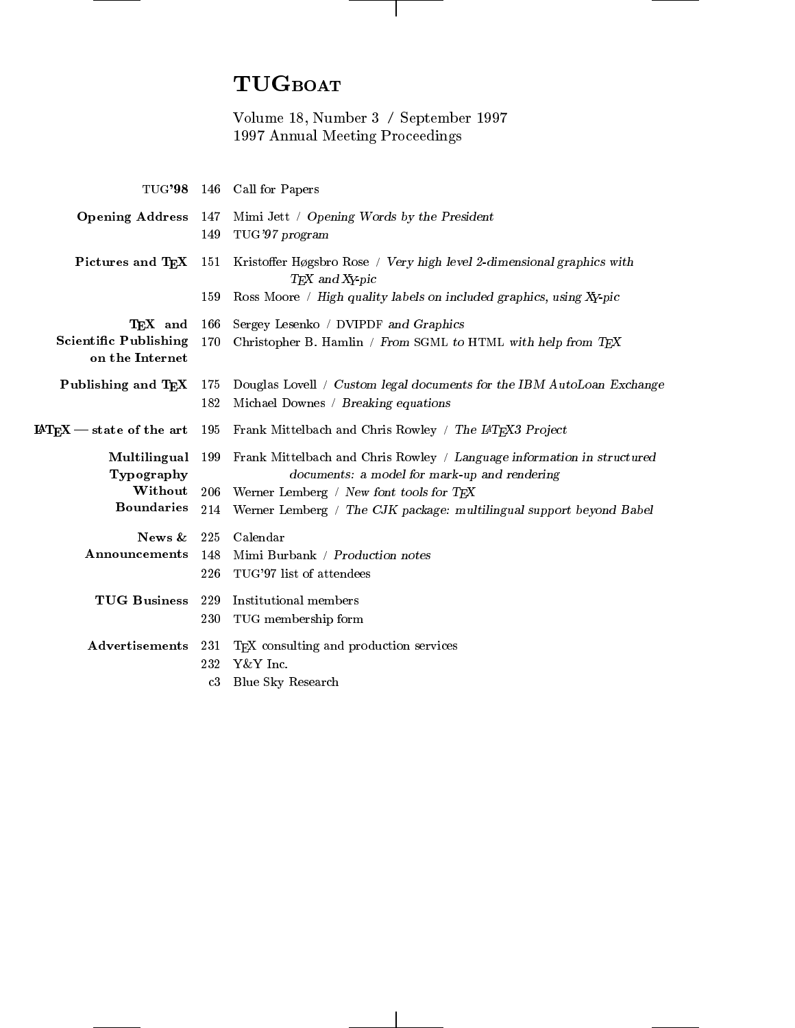# TUGboat

Volume 18, Number 3 / September 1997
1997 Annual Meeting Proceedings

| | | |
|---|---|---|
| **TUG'98** | 146 | Call for Papers |
| **Opening Address** | 147 | Mimi Jett / *Opening Words by the President* |
| | 149 | TUG*'97 program* |
| **Pictures and TeX** | 151 | Kristoffer Høgsbro Rose / *Very high level 2-dimensional graphics with TeX and XY-pic* |
| | 159 | Ross Moore / *High quality labels on included graphics, using XY-pic* |
| **TeX and Scientific Publishing on the Internet** | 166 | Sergey Lesenko / DVIPDF *and Graphics* |
| | 170 | Christopher B. Hamlin / *From* SGML *to* HTML *with help from TeX* |
| **Publishing and TeX** | 175 | Douglas Lovell / *Custom legal documents for the IBM AutoLoan Exchange* |
| | 182 | Michael Downes / *Breaking equations* |
| **LaTeX — state of the art** | 195 | Frank Mittelbach and Chris Rowley / *The LaTeX3 Project* |
| **Multilingual Typography Without Boundaries** | 199 | Frank Mittelbach and Chris Rowley / *Language information in structured documents: a model for mark-up and rendering* |
| | 206 | Werner Lemberg / *New font tools for TeX* |
| | 214 | Werner Lemberg / *The CJK package: multilingual support beyond Babel* |
| **News & Announcements** | 225 | Calendar |
| | 148 | Mimi Burbank / *Production notes* |
| | 226 | TUG'97 list of attendees |
| **TUG Business** | 229 | Institutional members |
| | 230 | TUG membership form |
| **Advertisements** | 231 | TeX consulting and production services |
| | 232 | Y&Y Inc. |
| | c3 | Blue Sky Research |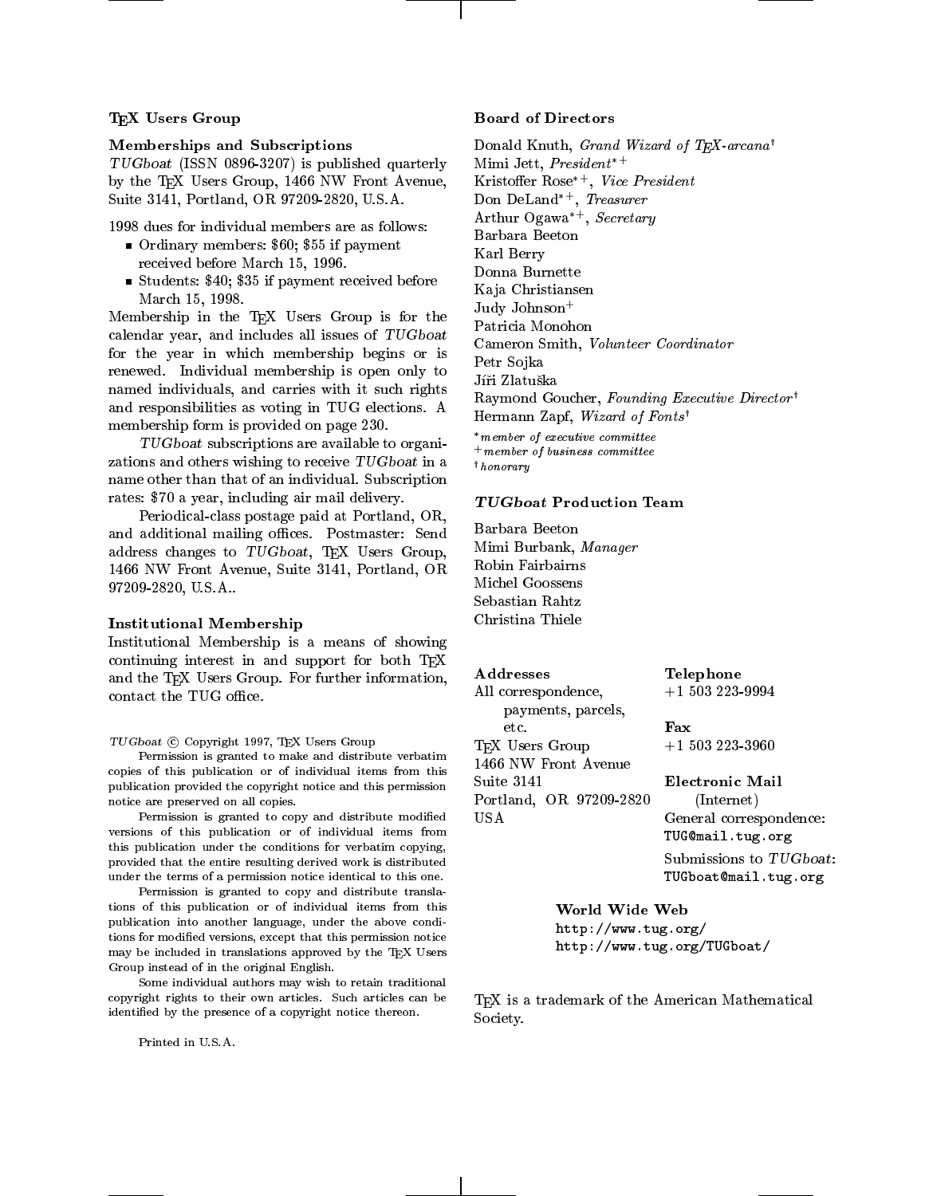## TeX Users Group

### Memberships and Subscriptions

*TUGboat* (ISSN 0896-3207) is published quarterly by the TeX Users Group, 1466 NW Front Avenue, Suite 3141, Portland, OR 97209-2820, U.S.A.

1998 dues for individual members are as follows:

- Ordinary members: $60; $55 if payment received before March 15, 1996.
- Students: $40; $35 if payment received before March 15, 1998.

Membership in the TeX Users Group is for the calendar year, and includes all issues of *TUGboat* for the year in which membership begins or is renewed. Individual membership is open only to named individuals, and carries with it such rights and responsibilities as voting in TUG elections. A membership form is provided on page 230.

*TUGboat* subscriptions are available to organizations and others wishing to receive *TUGboat* in a name other than that of an individual. Subscription rates: $70 a year, including air mail delivery.

Periodical-class postage paid at Portland, OR, and additional mailing offices. Postmaster: Send address changes to *TUGboat*, TeX Users Group, 1466 NW Front Avenue, Suite 3141, Portland, OR 97209-2820, U.S.A..

### Institutional Membership

Institutional Membership is a means of showing continuing interest in and support for both TeX and the TeX Users Group. For further information, contact the TUG office.

*TUGboat* © Copyright 1997, TeX Users Group

Permission is granted to make and distribute verbatim copies of this publication or of individual items from this publication provided the copyright notice and this permission notice are preserved on all copies.

Permission is granted to copy and distribute modified versions of this publication or of individual items from this publication under the conditions for verbatim copying, provided that the entire resulting derived work is distributed under the terms of a permission notice identical to this one.

Permission is granted to copy and distribute translations of this publication or of individual items from this publication into another language, under the above conditions for modified versions, except that this permission notice may be included in translations approved by the TeX Users Group instead of in the original English.

Some individual authors may wish to retain traditional copyright rights to their own articles. Such articles can be identified by the presence of a copyright notice thereon.

Printed in U.S.A.

## Board of Directors

Donald Knuth, *Grand Wizard of TeX-arcana*†
Mimi Jett, *President*\*+
Kristoffer Rose\*+, *Vice President*
Don DeLand\*+, *Treasurer*
Arthur Ogawa\*+, *Secretary*
Barbara Beeton
Karl Berry
Donna Burnette
Kaja Christiansen
Judy Johnson+
Patricia Monohon
Cameron Smith, *Volunteer Coordinator*
Petr Sojka
Jíři Zlatuška
Raymond Goucher, *Founding Executive Director*†
Hermann Zapf, *Wizard of Fonts*†

\**member of executive committee*
+*member of business committee*
†*honorary*

## *TUGboat* Production Team

Barbara Beeton
Mimi Burbank, *Manager*
Robin Fairbairns
Michel Goossens
Sebastian Rahtz
Christina Thiele

### Addresses

All correspondence, payments, parcels, etc.
TeX Users Group
1466 NW Front Avenue
Suite 3141
Portland, OR 97209-2820
USA

### Telephone

+1 503 223-9994

### Fax

+1 503 223-3960

### Electronic Mail

(Internet)

General correspondence:
`TUG@mail.tug.org`

Submissions to *TUGboat*:
`TUGboat@mail.tug.org`

### World Wide Web

`http://www.tug.org/`
`http://www.tug.org/TUGboat/`

TeX is a trademark of the American Mathematical Society.